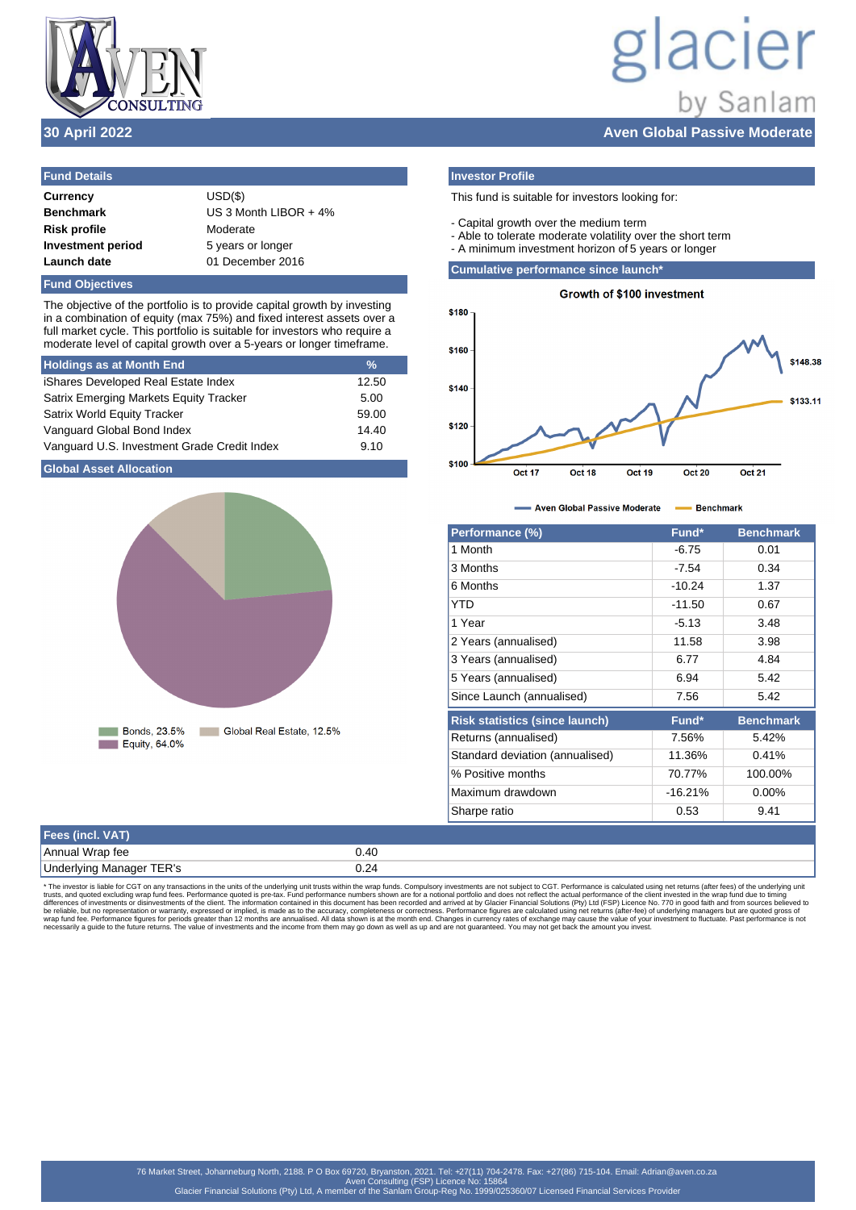**30 April 2022** | **Aven Global Passive Moderate**

## Fund Details

| | |
|---|---|
| **Currency** | USD($) |
| **Benchmark** | US 3 Month LIBOR + 4% |
| **Risk profile** | Moderate |
| **Investment period** | 5 years or longer |
| **Launch date** | 01 December 2016 |

## Fund Objectives

The objective of the portfolio is to provide capital growth by investing in a combination of equity (max 75%) and fixed interest assets over a full market cycle. This portfolio is suitable for investors who require a moderate level of capital growth over a 5-years or longer timeframe.

| Holdings as at Month End | % |
|---|---|
| iShares Developed Real Estate Index | 12.50 |
| Satrix Emerging Markets Equity Tracker | 5.00 |
| Satrix World Equity Tracker | 59.00 |
| Vanguard Global Bond Index | 14.40 |
| Vanguard U.S. Investment Grade Credit Index | 9.10 |

## Global Asset Allocation

Bonds, 23.5% · Global Real Estate, 12.5% · Equity, 64.0%

## Investor Profile

This fund is suitable for investors looking for:

- Capital growth over the medium term
- Able to tolerate moderate volatility over the short term
- A minimum investment horizon of 5 years or longer

## Cumulative performance since launch*

Growth of $100 investment

Aven Global Passive Moderate: $148.38 · Benchmark: $133.11

| Performance (%) | Fund* | Benchmark |
|---|---|---|
| 1 Month | -6.75 | 0.01 |
| 3 Months | -7.54 | 0.34 |
| 6 Months | -10.24 | 1.37 |
| YTD | -11.50 | 0.67 |
| 1 Year | -5.13 | 3.48 |
| 2 Years (annualised) | 11.58 | 3.98 |
| 3 Years (annualised) | 6.77 | 4.84 |
| 5 Years (annualised) | 6.94 | 5.42 |
| Since Launch (annualised) | 7.56 | 5.42 |

| Risk statistics (since launch) | Fund* | Benchmark |
|---|---|---|
| Returns (annualised) | 7.56% | 5.42% |
| Standard deviation (annualised) | 11.36% | 0.41% |
| % Positive months | 70.77% | 100.00% |
| Maximum drawdown | -16.21% | 0.00% |
| Sharpe ratio | 0.53 | 9.41 |

| Fees (incl. VAT) | |
|---|---|
| Annual Wrap fee | 0.40 |
| Underlying Manager TER's | 0.24 |

* The investor is liable for CGT on any transactions in the units of the underlying unit trusts within the wrap funds. Compulsory investments are not subject to CGT. Performance is calculated using net returns (after fees) of the underlying unit trusts, and quoted excluding wrap fund fees. Performance quoted is pre-tax. Fund performance numbers shown are for a notional portfolio and does not reflect the actual performance of the client invested in the wrap fund due to timing differences of investments or disinvestments of the client. The information contained in this document has been recorded and arrived at by Glacier Financial Solutions (Pty) Ltd (FSP) Licence No. 770 in good faith and from sources believed to be reliable, but no representation or warranty, expressed or implied, is made as to the accuracy, completeness or correctness. Performance figures are calculated using net returns (after-fee) of underlying managers but are quoted gross of wrap fund fee. Performance figures for periods greater than 12 months are annualised. All data shown is at the month end. Changes in currency rates of exchange may cause the value of your investment to fluctuate. Past performance is not necessarily a guide to the future returns. The value of investments and the income from them may go down as well as up and are not guaranteed. You may not get back the amount you invest.

76 Market Street, Johanneburg North, 2188. P O Box 69720, Bryanston, 2021. Tel: +27(11) 704-2478. Fax: +27(86) 715-104. Email: Adrian@aven.co.za
Aven Consulting (FSP) Licence No: 15864
Glacier Financial Solutions (Pty) Ltd, A member of the Sanlam Group-Reg No. 1999/025360/07 Licensed Financial Services Provider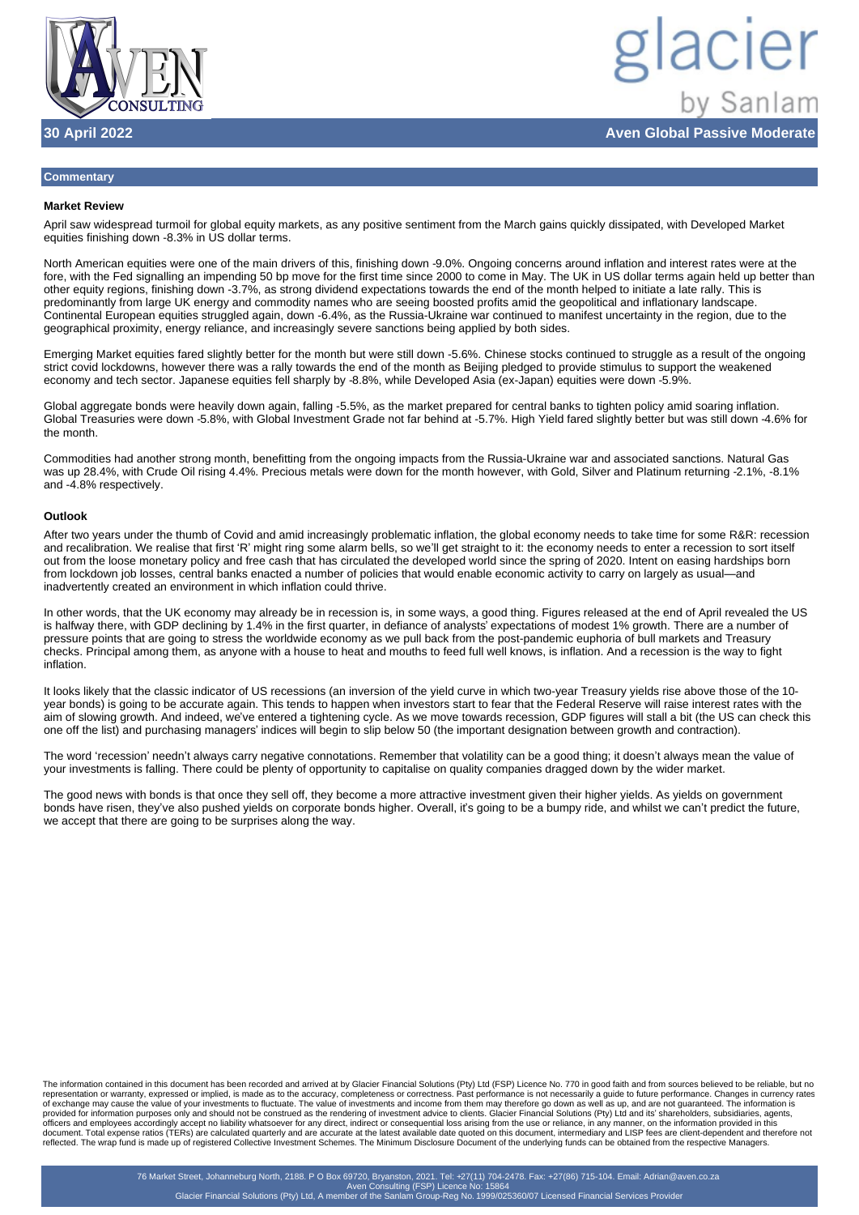**30 April 2022** **Aven Global Passive Moderate**

## Commentary

### Market Review

April saw widespread turmoil for global equity markets, as any positive sentiment from the March gains quickly dissipated, with Developed Market equities finishing down -8.3% in US dollar terms.

North American equities were one of the main drivers of this, finishing down -9.0%. Ongoing concerns around inflation and interest rates were at the fore, with the Fed signalling an impending 50 bp move for the first time since 2000 to come in May. The UK in US dollar terms again held up better than other equity regions, finishing down -3.7%, as strong dividend expectations towards the end of the month helped to initiate a late rally. This is predominantly from large UK energy and commodity names who are seeing boosted profits amid the geopolitical and inflationary landscape. Continental European equities struggled again, down -6.4%, as the Russia-Ukraine war continued to manifest uncertainty in the region, due to the geographical proximity, energy reliance, and increasingly severe sanctions being applied by both sides.

Emerging Market equities fared slightly better for the month but were still down -5.6%. Chinese stocks continued to struggle as a result of the ongoing strict covid lockdowns, however there was a rally towards the end of the month as Beijing pledged to provide stimulus to support the weakened economy and tech sector. Japanese equities fell sharply by -8.8%, while Developed Asia (ex-Japan) equities were down -5.9%.

Global aggregate bonds were heavily down again, falling -5.5%, as the market prepared for central banks to tighten policy amid soaring inflation. Global Treasuries were down -5.8%, with Global Investment Grade not far behind at -5.7%. High Yield fared slightly better but was still down -4.6% for the month.

Commodities had another strong month, benefitting from the ongoing impacts from the Russia-Ukraine war and associated sanctions. Natural Gas was up 28.4%, with Crude Oil rising 4.4%. Precious metals were down for the month however, with Gold, Silver and Platinum returning -2.1%, -8.1% and -4.8% respectively.

### Outlook

After two years under the thumb of Covid and amid increasingly problematic inflation, the global economy needs to take time for some R&R: recession and recalibration. We realise that first 'R' might ring some alarm bells, so we'll get straight to it: the economy needs to enter a recession to sort itself out from the loose monetary policy and free cash that has circulated the developed world since the spring of 2020. Intent on easing hardships born from lockdown job losses, central banks enacted a number of policies that would enable economic activity to carry on largely as usual—and inadvertently created an environment in which inflation could thrive.

In other words, that the UK economy may already be in recession is, in some ways, a good thing. Figures released at the end of April revealed the US is halfway there, with GDP declining by 1.4% in the first quarter, in defiance of analysts' expectations of modest 1% growth. There are a number of pressure points that are going to stress the worldwide economy as we pull back from the post-pandemic euphoria of bull markets and Treasury checks. Principal among them, as anyone with a house to heat and mouths to feed full well knows, is inflation. And a recession is the way to fight inflation.

It looks likely that the classic indicator of US recessions (an inversion of the yield curve in which two-year Treasury yields rise above those of the 10-year bonds) is going to be accurate again. This tends to happen when investors start to fear that the Federal Reserve will raise interest rates with the aim of slowing growth. And indeed, we've entered a tightening cycle. As we move towards recession, GDP figures will stall a bit (the US can check this one off the list) and purchasing managers' indices will begin to slip below 50 (the important designation between growth and contraction).

The word 'recession' needn't always carry negative connotations. Remember that volatility can be a good thing; it doesn't always mean the value of your investments is falling. There could be plenty of opportunity to capitalise on quality companies dragged down by the wider market.

The good news with bonds is that once they sell off, they become a more attractive investment given their higher yields. As yields on government bonds have risen, they've also pushed yields on corporate bonds higher. Overall, it's going to be a bumpy ride, and whilst we can't predict the future, we accept that there are going to be surprises along the way.

The information contained in this document has been recorded and arrived at by Glacier Financial Solutions (Pty) Ltd (FSP) Licence No. 770 in good faith and from sources believed to be reliable, but no representation or warranty, expressed or implied, is made as to the accuracy, completeness or correctness. Past performance is not necessarily a guide to future performance. Changes in currency rates of exchange may cause the value of your investments to fluctuate. The value of investments and income from them may therefore go down as well as up, and are not guaranteed. The information is provided for information purposes only and should not be construed as the rendering of investment advice to clients. Glacier Financial Solutions (Pty) Ltd and its' shareholders, subsidiaries, agents, officers and employees accordingly accept no liability whatsoever for any direct, indirect or consequential loss arising from the use or reliance, in any manner, on the information provided in this document. Total expense ratios (TERs) are calculated quarterly and are accurate at the latest available date quoted on this document, intermediary and LISP fees are client-dependent and therefore not reflected. The wrap fund is made up of registered Collective Investment Schemes. The Minimum Disclosure Document of the underlying funds can be obtained from the respective Managers.

76 Market Street, Johanneburg North, 2188. P O Box 69720, Bryanston, 2021. Tel: +27(11) 704-2478. Fax: +27(86) 715-104. Email: Adrian@aven.co.za
Aven Consulting (FSP) Licence No: 15864
Glacier Financial Solutions (Pty) Ltd, A member of the Sanlam Group-Reg No. 1999/025360/07 Licensed Financial Services Provider